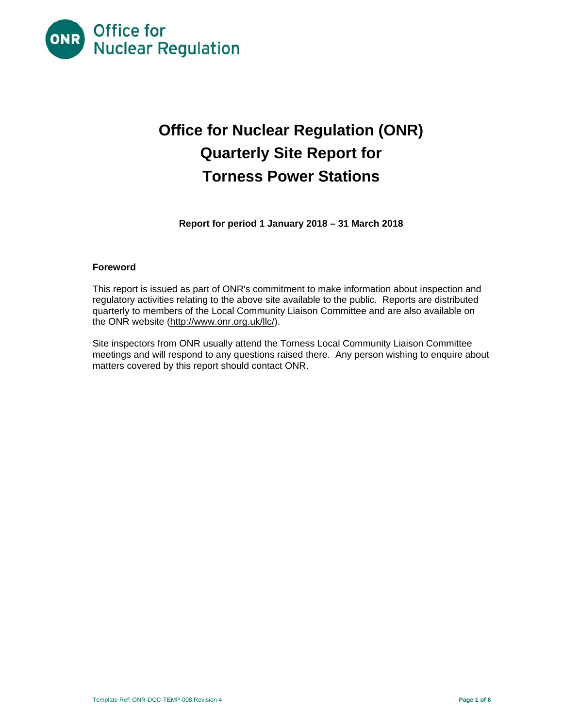# Office for Nuclear Regulation (ONR) Quarterly Site Report for Torness Power Stations

**Report for period 1 January 2018 – 31 March 2018**

## Foreword

This report is issued as part of ONR's commitment to make information about inspection and regulatory activities relating to the above site available to the public. Reports are distributed quarterly to members of the Local Community Liaison Committee and are also available on the ONR website (http://www.onr.org.uk/llc/).

Site inspectors from ONR usually attend the Torness Local Community Liaison Committee meetings and will respond to any questions raised there. Any person wishing to enquire about matters covered by this report should contact ONR.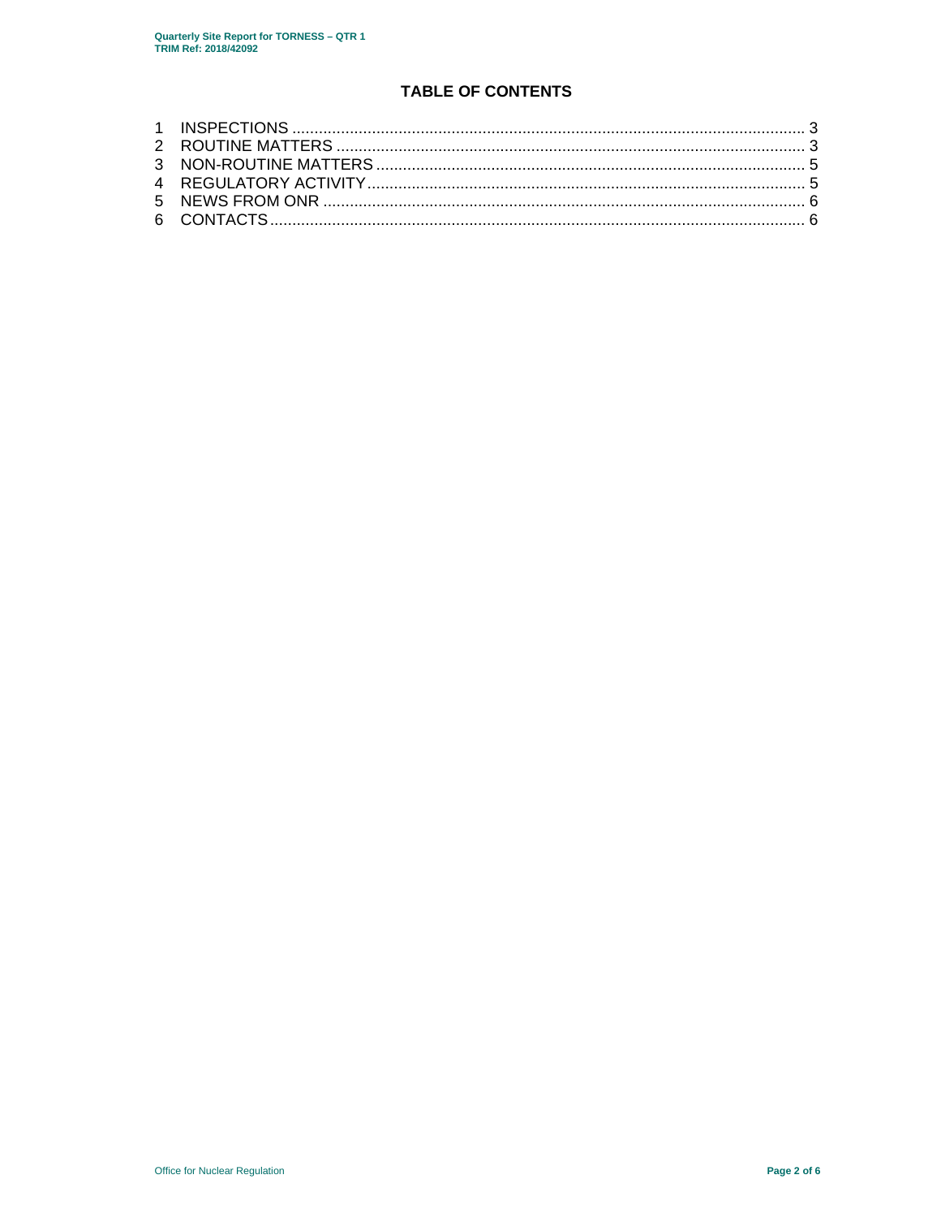# TABLE OF CONTENTS

1 INSPECTIONS ........................................................................................................................ 3
2 ROUTINE MATTERS ............................................................................................................ 3
3 NON-ROUTINE MATTERS .................................................................................................. 5
4 REGULATORY ACTIVITY .................................................................................................... 5
5 NEWS FROM ONR .............................................................................................................. 6
6 CONTACTS .......................................................................................................................... 6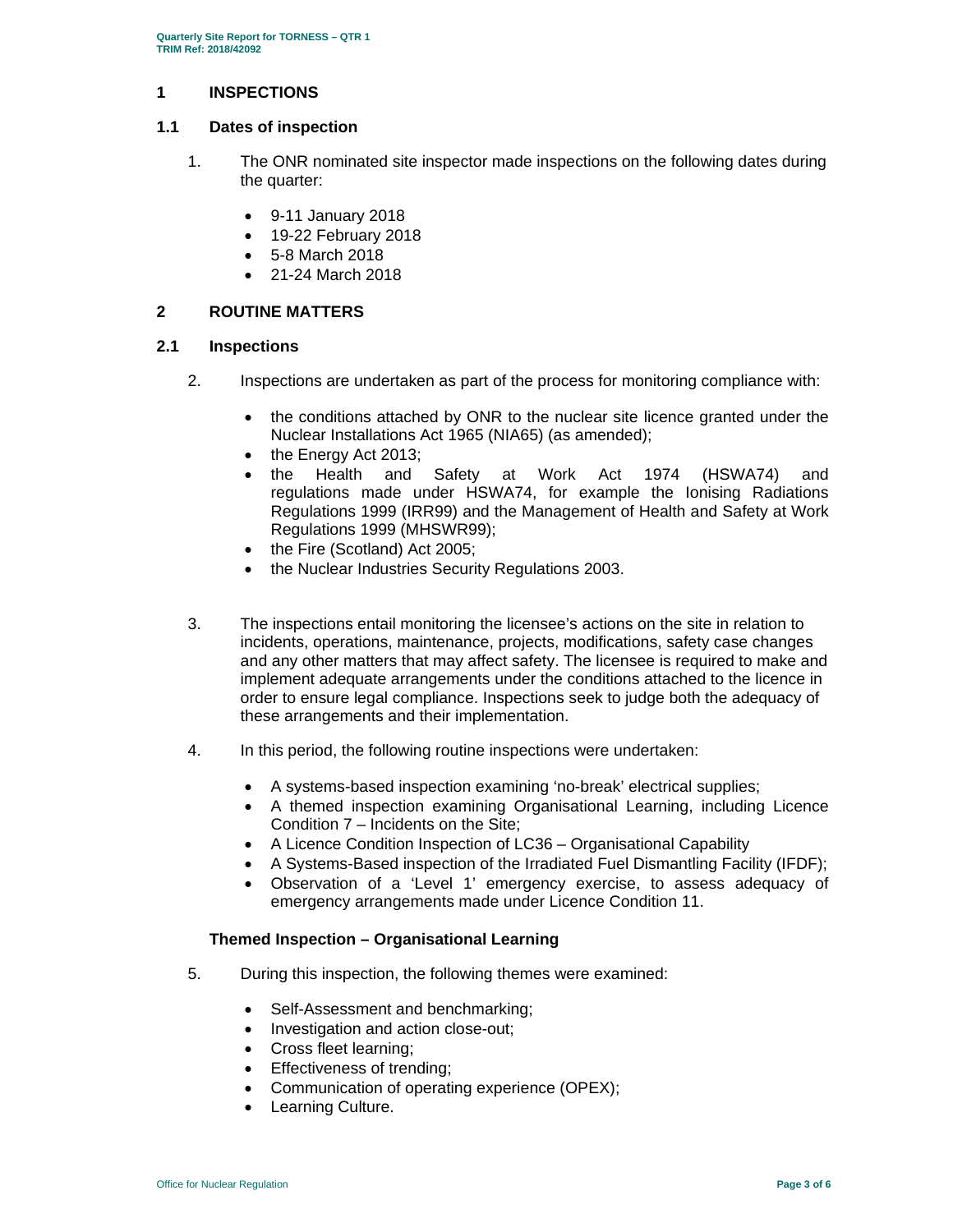# 1 INSPECTIONS

## 1.1 Dates of inspection

1. The ONR nominated site inspector made inspections on the following dates during the quarter:

   - 9-11 January 2018
   - 19-22 February 2018
   - 5-8 March 2018
   - 21-24 March 2018

# 2 ROUTINE MATTERS

## 2.1 Inspections

2. Inspections are undertaken as part of the process for monitoring compliance with:

   - the conditions attached by ONR to the nuclear site licence granted under the Nuclear Installations Act 1965 (NIA65) (as amended);
   - the Energy Act 2013;
   - the Health and Safety at Work Act 1974 (HSWA74) and regulations made under HSWA74, for example the Ionising Radiations Regulations 1999 (IRR99) and the Management of Health and Safety at Work Regulations 1999 (MHSWR99);
   - the Fire (Scotland) Act 2005;
   - the Nuclear Industries Security Regulations 2003.

3. The inspections entail monitoring the licensee's actions on the site in relation to incidents, operations, maintenance, projects, modifications, safety case changes and any other matters that may affect safety. The licensee is required to make and implement adequate arrangements under the conditions attached to the licence in order to ensure legal compliance. Inspections seek to judge both the adequacy of these arrangements and their implementation.

4. In this period, the following routine inspections were undertaken:

   - A systems-based inspection examining 'no-break' electrical supplies;
   - A themed inspection examining Organisational Learning, including Licence Condition 7 – Incidents on the Site;
   - A Licence Condition Inspection of LC36 – Organisational Capability
   - A Systems-Based inspection of the Irradiated Fuel Dismantling Facility (IFDF);
   - Observation of a 'Level 1' emergency exercise, to assess adequacy of emergency arrangements made under Licence Condition 11.

### Themed Inspection – Organisational Learning

5. During this inspection, the following themes were examined:

   - Self-Assessment and benchmarking;
   - Investigation and action close-out;
   - Cross fleet learning;
   - Effectiveness of trending;
   - Communication of operating experience (OPEX);
   - Learning Culture.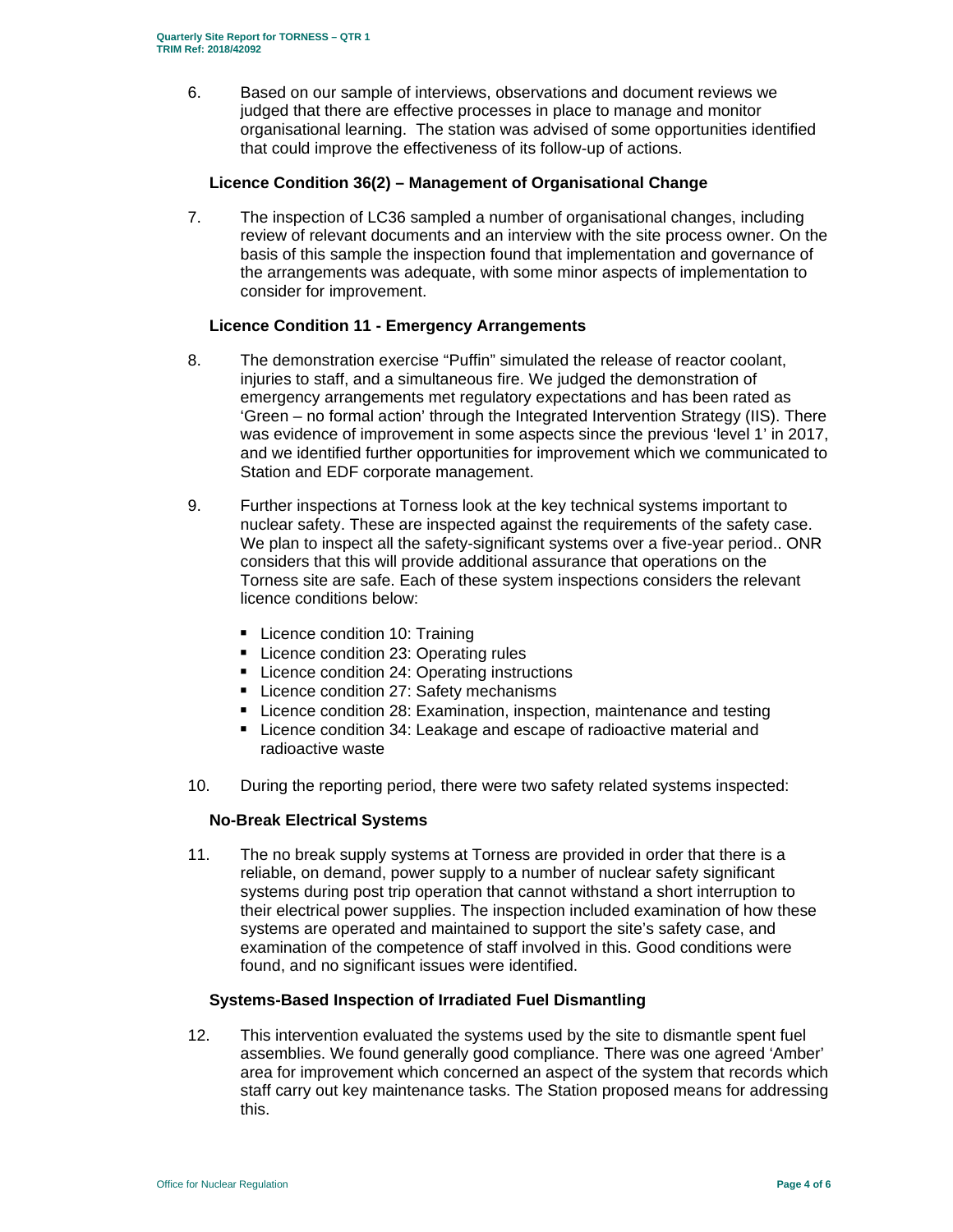6. Based on our sample of interviews, observations and document reviews we judged that there are effective processes in place to manage and monitor organisational learning. The station was advised of some opportunities identified that could improve the effectiveness of its follow-up of actions.

### Licence Condition 36(2) – Management of Organisational Change

7. The inspection of LC36 sampled a number of organisational changes, including review of relevant documents and an interview with the site process owner. On the basis of this sample the inspection found that implementation and governance of the arrangements was adequate, with some minor aspects of implementation to consider for improvement.

### Licence Condition 11 - Emergency Arrangements

8. The demonstration exercise "Puffin" simulated the release of reactor coolant, injuries to staff, and a simultaneous fire. We judged the demonstration of emergency arrangements met regulatory expectations and has been rated as 'Green – no formal action' through the Integrated Intervention Strategy (IIS). There was evidence of improvement in some aspects since the previous 'level 1' in 2017, and we identified further opportunities for improvement which we communicated to Station and EDF corporate management.

9. Further inspections at Torness look at the key technical systems important to nuclear safety. These are inspected against the requirements of the safety case. We plan to inspect all the safety-significant systems over a five-year period.. ONR considers that this will provide additional assurance that operations on the Torness site are safe. Each of these system inspections considers the relevant licence conditions below:

   - Licence condition 10: Training
   - Licence condition 23: Operating rules
   - Licence condition 24: Operating instructions
   - Licence condition 27: Safety mechanisms
   - Licence condition 28: Examination, inspection, maintenance and testing
   - Licence condition 34: Leakage and escape of radioactive material and radioactive waste

10. During the reporting period, there were two safety related systems inspected:

### No-Break Electrical Systems

11. The no break supply systems at Torness are provided in order that there is a reliable, on demand, power supply to a number of nuclear safety significant systems during post trip operation that cannot withstand a short interruption to their electrical power supplies. The inspection included examination of how these systems are operated and maintained to support the site's safety case, and examination of the competence of staff involved in this. Good conditions were found, and no significant issues were identified.

### Systems-Based Inspection of Irradiated Fuel Dismantling

12. This intervention evaluated the systems used by the site to dismantle spent fuel assemblies. We found generally good compliance. There was one agreed 'Amber' area for improvement which concerned an aspect of the system that records which staff carry out key maintenance tasks. The Station proposed means for addressing this.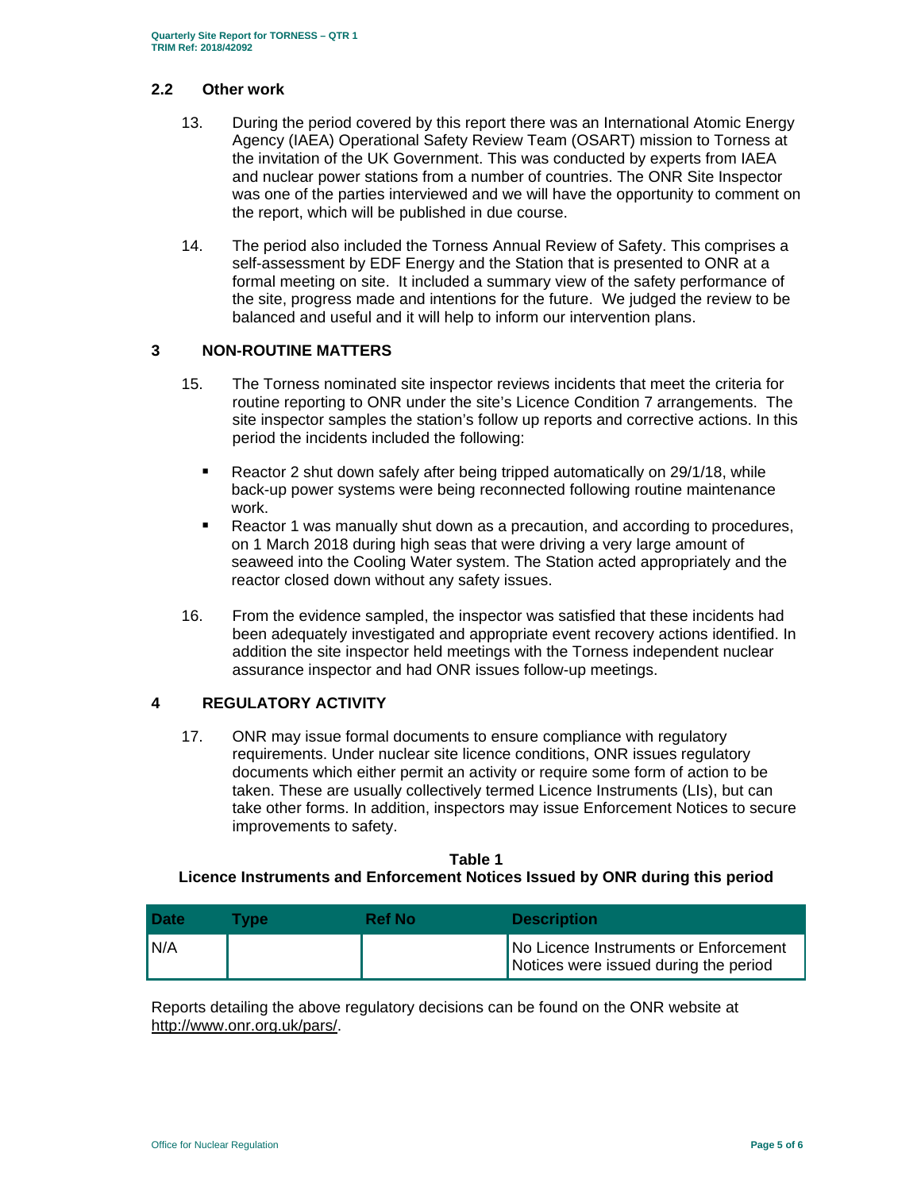## 2.2 Other work

13. During the period covered by this report there was an International Atomic Energy Agency (IAEA) Operational Safety Review Team (OSART) mission to Torness at the invitation of the UK Government. This was conducted by experts from IAEA and nuclear power stations from a number of countries. The ONR Site Inspector was one of the parties interviewed and we will have the opportunity to comment on the report, which will be published in due course.

14. The period also included the Torness Annual Review of Safety. This comprises a self-assessment by EDF Energy and the Station that is presented to ONR at a formal meeting on site. It included a summary view of the safety performance of the site, progress made and intentions for the future. We judged the review to be balanced and useful and it will help to inform our intervention plans.

# 3 NON-ROUTINE MATTERS

15. The Torness nominated site inspector reviews incidents that meet the criteria for routine reporting to ONR under the site's Licence Condition 7 arrangements. The site inspector samples the station's follow up reports and corrective actions. In this period the incidents included the following:

   - Reactor 2 shut down safely after being tripped automatically on 29/1/18, while back-up power systems were being reconnected following routine maintenance work.
   - Reactor 1 was manually shut down as a precaution, and according to procedures, on 1 March 2018 during high seas that were driving a very large amount of seaweed into the Cooling Water system. The Station acted appropriately and the reactor closed down without any safety issues.

16. From the evidence sampled, the inspector was satisfied that these incidents had been adequately investigated and appropriate event recovery actions identified. In addition the site inspector held meetings with the Torness independent nuclear assurance inspector and had ONR issues follow-up meetings.

# 4 REGULATORY ACTIVITY

17. ONR may issue formal documents to ensure compliance with regulatory requirements. Under nuclear site licence conditions, ONR issues regulatory documents which either permit an activity or require some form of action to be taken. These are usually collectively termed Licence Instruments (LIs), but can take other forms. In addition, inspectors may issue Enforcement Notices to secure improvements to safety.

**Table 1**
**Licence Instruments and Enforcement Notices Issued by ONR during this period**

| Date | Type | Ref No | Description |
|---|---|---|---|
| N/A | | | No Licence Instruments or Enforcement Notices were issued during the period |

Reports detailing the above regulatory decisions can be found on the ONR website at http://www.onr.org.uk/pars/.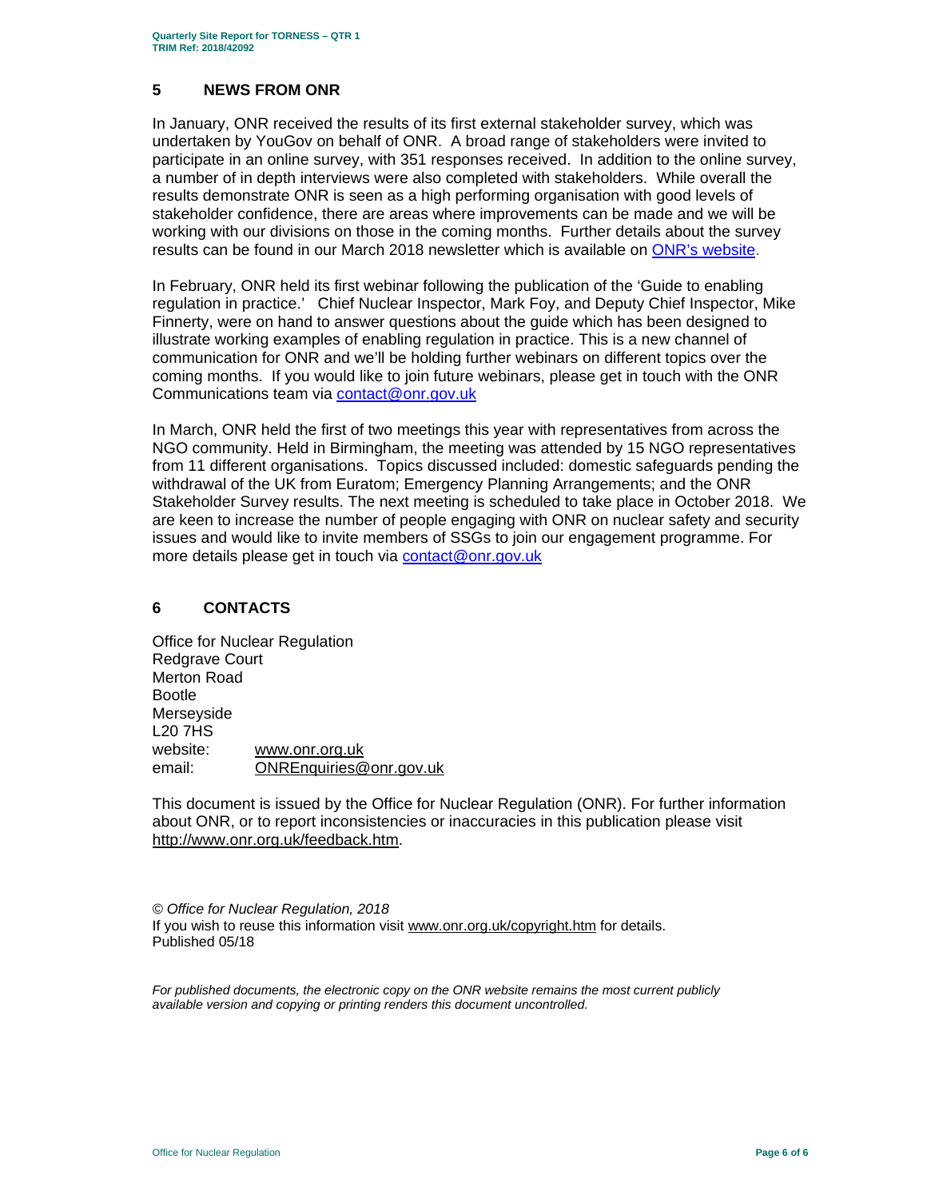## 5 NEWS FROM ONR

In January, ONR received the results of its first external stakeholder survey, which was undertaken by YouGov on behalf of ONR. A broad range of stakeholders were invited to participate in an online survey, with 351 responses received. In addition to the online survey, a number of in depth interviews were also completed with stakeholders. While overall the results demonstrate ONR is seen as a high performing organisation with good levels of stakeholder confidence, there are areas where improvements can be made and we will be working with our divisions on those in the coming months. Further details about the survey results can be found in our March 2018 newsletter which is available on [ONR's website](ONR's website).

In February, ONR held its first webinar following the publication of the 'Guide to enabling regulation in practice.' Chief Nuclear Inspector, Mark Foy, and Deputy Chief Inspector, Mike Finnerty, were on hand to answer questions about the guide which has been designed to illustrate working examples of enabling regulation in practice. This is a new channel of communication for ONR and we'll be holding further webinars on different topics over the coming months. If you would like to join future webinars, please get in touch with the ONR Communications team via contact@onr.gov.uk

In March, ONR held the first of two meetings this year with representatives from across the NGO community. Held in Birmingham, the meeting was attended by 15 NGO representatives from 11 different organisations. Topics discussed included: domestic safeguards pending the withdrawal of the UK from Euratom; Emergency Planning Arrangements; and the ONR Stakeholder Survey results. The next meeting is scheduled to take place in October 2018. We are keen to increase the number of people engaging with ONR on nuclear safety and security issues and would like to invite members of SSGs to join our engagement programme. For more details please get in touch via contact@onr.gov.uk

## 6 CONTACTS

Office for Nuclear Regulation
Redgrave Court
Merton Road
Bootle
Merseyside
L20 7HS
website: www.onr.org.uk
email: ONREnquiries@onr.gov.uk

This document is issued by the Office for Nuclear Regulation (ONR). For further information about ONR, or to report inconsistencies or inaccuracies in this publication please visit http://www.onr.org.uk/feedback.htm.

*© Office for Nuclear Regulation, 2018*
If you wish to reuse this information visit www.onr.org.uk/copyright.htm for details.
Published 05/18

*For published documents, the electronic copy on the ONR website remains the most current publicly available version and copying or printing renders this document uncontrolled.*